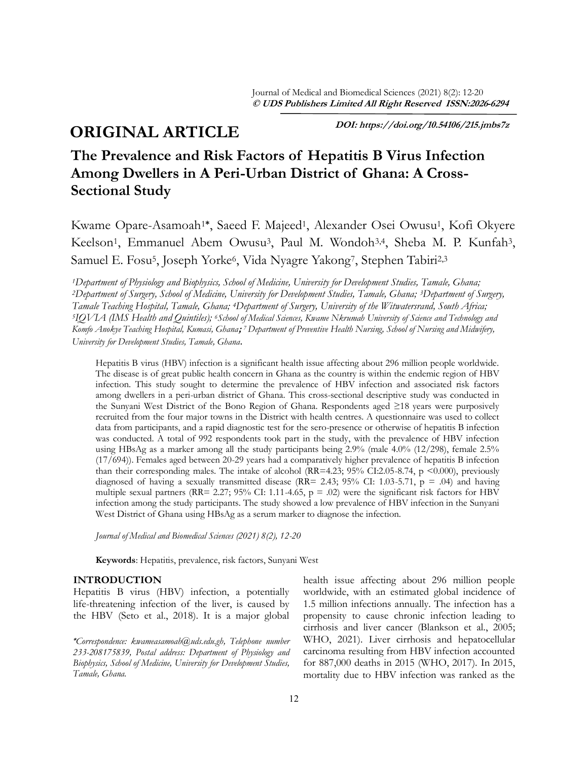**ORIGINAL ARTICLE**

DOI: https://doi.org/10.54106/215.jmbs7z

# The Prevalence and Risk Factors of Hepatitis B Virus Infection Among Dwellers in A Peri-Urban District of Ghana: A Cross-Sectional Study

Kwame Opare-Asamoah[1]*, Saeed F. Majeed[1], Alexander Osei Owusu[1], Kofi Okyere Keelson[1], Emmanuel Abem Owusu[3], Paul M. Wondoh[3,4], Sheba M. P. Kunfah[3], Samuel E. Fosu[5], Joseph Yorke[6], Vida Nyagre Yakong[7], Stephen Tabiri[2,3]

*[1]Department of Physiology and Biophysics, School of Medicine, University for Development Studies, Tamale, Ghana; [2]Department of Surgery, School of Medicine, University for Development Studies, Tamale, Ghana; [3]Department of Surgery, Tamale Teaching Hospital, Tamale, Ghana; [4]Department of Surgery, University of the Witwatersrand, South Africa; [5]IQVIA (IMS Health and Quintiles); [6]School of Medical Sciences, Kwame Nkrumah University of Science and Technology and Komfo Anokye Teaching Hospital, Kumasi, Ghana; [7] Department of Preventive Health Nursing, School of Nursing and Midwifery, University for Development Studies, Tamale, Ghana.*

Hepatitis B virus (HBV) infection is a significant health issue affecting about 296 million people worldwide. The disease is of great public health concern in Ghana as the country is within the endemic region of HBV infection. This study sought to determine the prevalence of HBV infection and associated risk factors among dwellers in a peri-urban district of Ghana. This cross-sectional descriptive study was conducted in the Sunyani West District of the Bono Region of Ghana. Respondents aged ≥18 years were purposively recruited from the four major towns in the District with health centres. A questionnaire was used to collect data from participants, and a rapid diagnostic test for the sero-presence or otherwise of hepatitis B infection was conducted. A total of 992 respondents took part in the study, with the prevalence of HBV infection using HBsAg as a marker among all the study participants being 2.9% (male 4.0% (12/298), female 2.5% (17/694)). Females aged between 20-29 years had a comparatively higher prevalence of hepatitis B infection than their corresponding males. The intake of alcohol (RR=4.23; 95% CI:2.05-8.74, $p < 0.000$), previously diagnosed of having a sexually transmitted disease (RR= 2.43; 95% CI: 1.03-5.71, $p = .04$) and having multiple sexual partners (RR= 2.27; 95% CI: 1.11-4.65, $p = .02$) were the significant risk factors for HBV infection among the study participants. The study showed a low prevalence of HBV infection in the Sunyani West District of Ghana using HBsAg as a serum marker to diagnose the infection.

*Journal of Medical and Biomedical Sciences (2021) 8(2), 12-20*

**Keywords**: Hepatitis, prevalence, risk factors, Sunyani West

## INTRODUCTION

Hepatitis B virus (HBV) infection, a potentially life-threatening infection of the liver, is caused by the HBV (Seto et al., 2018). It is a major global health issue affecting about 296 million people worldwide, with an estimated global incidence of 1.5 million infections annually. The infection has a propensity to cause chronic infection leading to cirrhosis and liver cancer (Blankson et al., 2005; WHO, 2021). Liver cirrhosis and hepatocellular carcinoma resulting from HBV infection accounted for 887,000 deaths in 2015 (WHO, 2017). In 2015, mortality due to HBV infection was ranked as the

*\*Correspondence: kwameasamoah@uds.edu.gh, Telephone number 233-208175839, Postal address: Department of Physiology and Biophysics, School of Medicine, University for Development Studies, Tamale, Ghana.*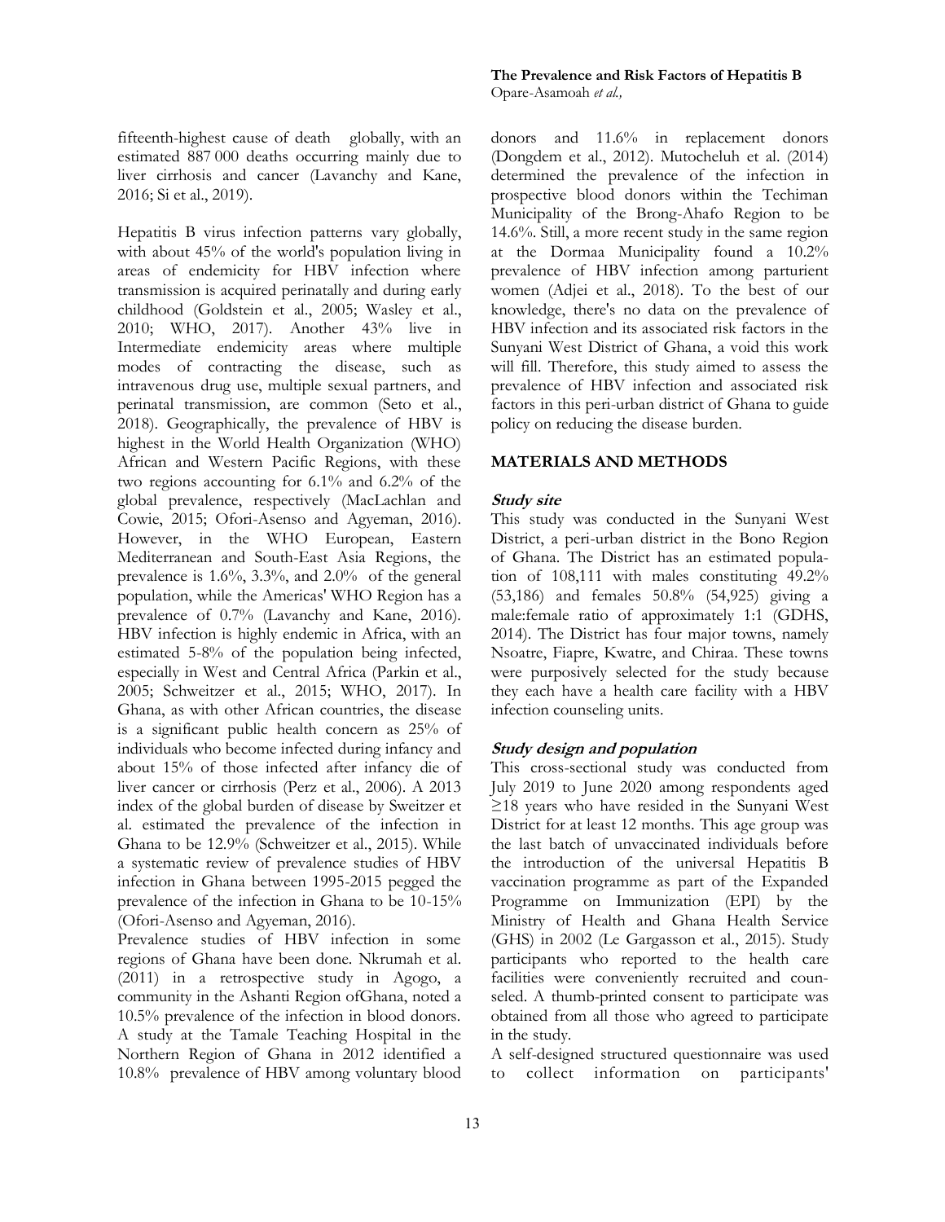fifteenth-highest cause of death globally, with an estimated 887 000 deaths occurring mainly due to liver cirrhosis and cancer (Lavanchy and Kane, 2016; Si et al., 2019).

Hepatitis B virus infection patterns vary globally, with about 45% of the world's population living in areas of endemicity for HBV infection where transmission is acquired perinatally and during early childhood (Goldstein et al., 2005; Wasley et al., 2010; WHO, 2017). Another 43% live in Intermediate endemicity areas where multiple modes of contracting the disease, such as intravenous drug use, multiple sexual partners, and perinatal transmission, are common (Seto et al., 2018). Geographically, the prevalence of HBV is highest in the World Health Organization (WHO) African and Western Pacific Regions, with these two regions accounting for 6.1% and 6.2% of the global prevalence, respectively (MacLachlan and Cowie, 2015; Ofori-Asenso and Agyeman, 2016). However, in the WHO European, Eastern Mediterranean and South-East Asia Regions, the prevalence is 1.6%, 3.3%, and 2.0% of the general population, while the Americas' WHO Region has a prevalence of 0.7% (Lavanchy and Kane, 2016). HBV infection is highly endemic in Africa, with an estimated 5-8% of the population being infected, especially in West and Central Africa (Parkin et al., 2005; Schweitzer et al., 2015; WHO, 2017). In Ghana, as with other African countries, the disease is a significant public health concern as 25% of individuals who become infected during infancy and about 15% of those infected after infancy die of liver cancer or cirrhosis (Perz et al., 2006). A 2013 index of the global burden of disease by Sweitzer et al. estimated the prevalence of the infection in Ghana to be 12.9% (Schweitzer et al., 2015). While a systematic review of prevalence studies of HBV infection in Ghana between 1995-2015 pegged the prevalence of the infection in Ghana to be 10-15% (Ofori-Asenso and Agyeman, 2016).

Prevalence studies of HBV infection in some regions of Ghana have been done. Nkrumah et al. (2011) in a retrospective study in Agogo, a community in the Ashanti Region ofGhana, noted a 10.5% prevalence of the infection in blood donors. A study at the Tamale Teaching Hospital in the Northern Region of Ghana in 2012 identified a 10.8% prevalence of HBV among voluntary blood donors and 11.6% in replacement donors (Dongdem et al., 2012). Mutocheluh et al. (2014) determined the prevalence of the infection in prospective blood donors within the Techiman Municipality of the Brong-Ahafo Region to be 14.6%. Still, a more recent study in the same region at the Dormaa Municipality found a 10.2% prevalence of HBV infection among parturient women (Adjei et al., 2018). To the best of our knowledge, there's no data on the prevalence of HBV infection and its associated risk factors in the Sunyani West District of Ghana, a void this work will fill. Therefore, this study aimed to assess the prevalence of HBV infection and associated risk factors in this peri-urban district of Ghana to guide policy on reducing the disease burden.

## MATERIALS AND METHODS

### *Study site*

This study was conducted in the Sunyani West District, a peri-urban district in the Bono Region of Ghana. The District has an estimated population of 108,111 with males constituting 49.2% (53,186) and females 50.8% (54,925) giving a male:female ratio of approximately 1:1 (GDHS, 2014). The District has four major towns, namely Nsoatre, Fiapre, Kwatre, and Chiraa. These towns were purposively selected for the study because they each have a health care facility with a HBV infection counseling units.

### *Study design and population*

This cross-sectional study was conducted from July 2019 to June 2020 among respondents aged ≥18 years who have resided in the Sunyani West District for at least 12 months. This age group was the last batch of unvaccinated individuals before the introduction of the universal Hepatitis B vaccination programme as part of the Expanded Programme on Immunization (EPI) by the Ministry of Health and Ghana Health Service (GHS) in 2002 (Le Gargasson et al., 2015). Study participants who reported to the health care facilities were conveniently recruited and counseled. A thumb-printed consent to participate was obtained from all those who agreed to participate in the study.

A self-designed structured questionnaire was used to collect information on participants'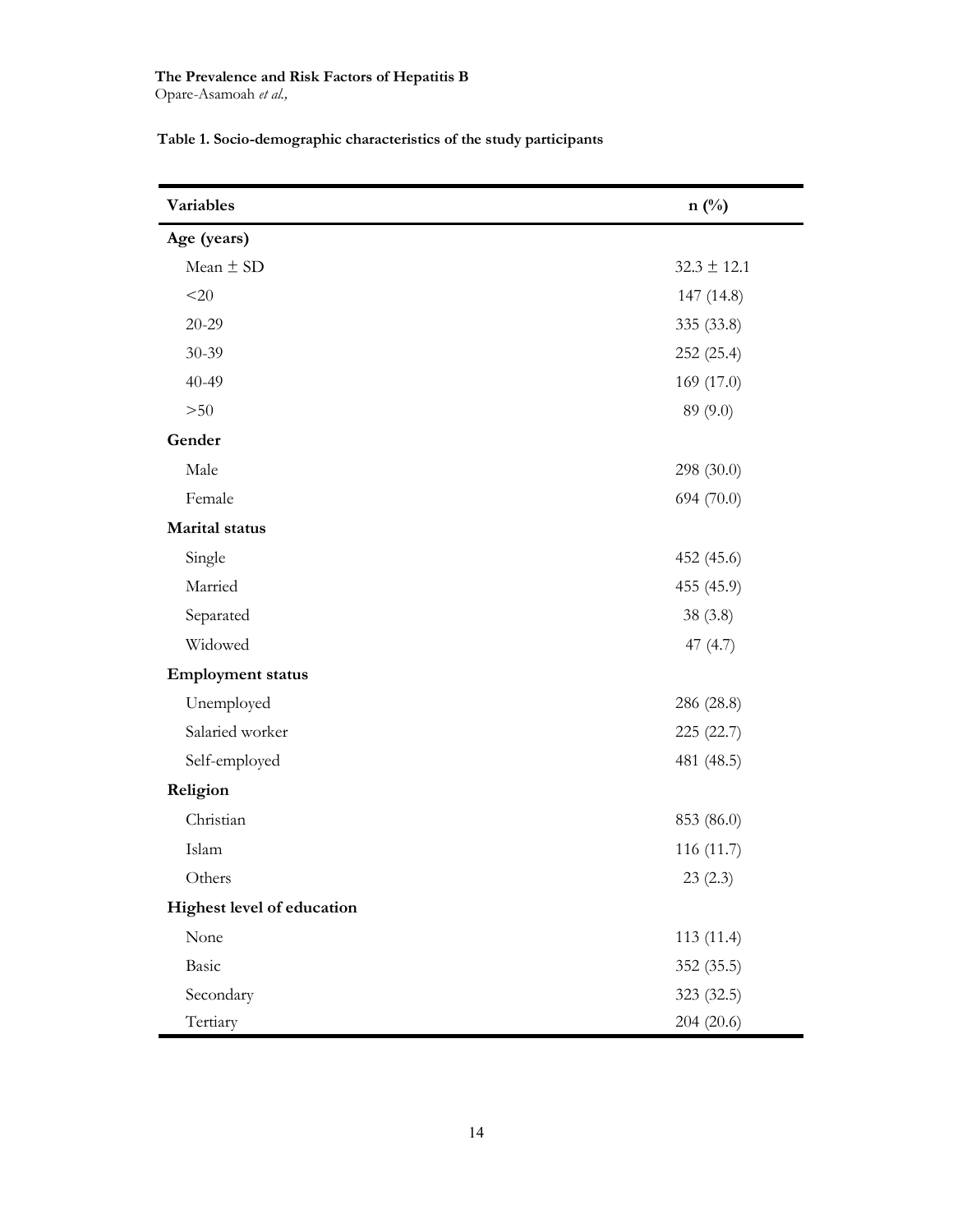**Table 1. Socio-demographic characteristics of the study participants**

| Variables | n (%) |
|---|---|
| **Age (years)** | |
| Mean ± SD | 32.3 ± 12.1 |
| <20 | 147 (14.8) |
| 20-29 | 335 (33.8) |
| 30-39 | 252 (25.4) |
| 40-49 | 169 (17.0) |
| >50 | 89 (9.0) |
| **Gender** | |
| Male | 298 (30.0) |
| Female | 694 (70.0) |
| **Marital status** | |
| Single | 452 (45.6) |
| Married | 455 (45.9) |
| Separated | 38 (3.8) |
| Widowed | 47 (4.7) |
| **Employment status** | |
| Unemployed | 286 (28.8) |
| Salaried worker | 225 (22.7) |
| Self-employed | 481 (48.5) |
| **Religion** | |
| Christian | 853 (86.0) |
| Islam | 116 (11.7) |
| Others | 23 (2.3) |
| **Highest level of education** | |
| None | 113 (11.4) |
| Basic | 352 (35.5) |
| Secondary | 323 (32.5) |
| Tertiary | 204 (20.6) |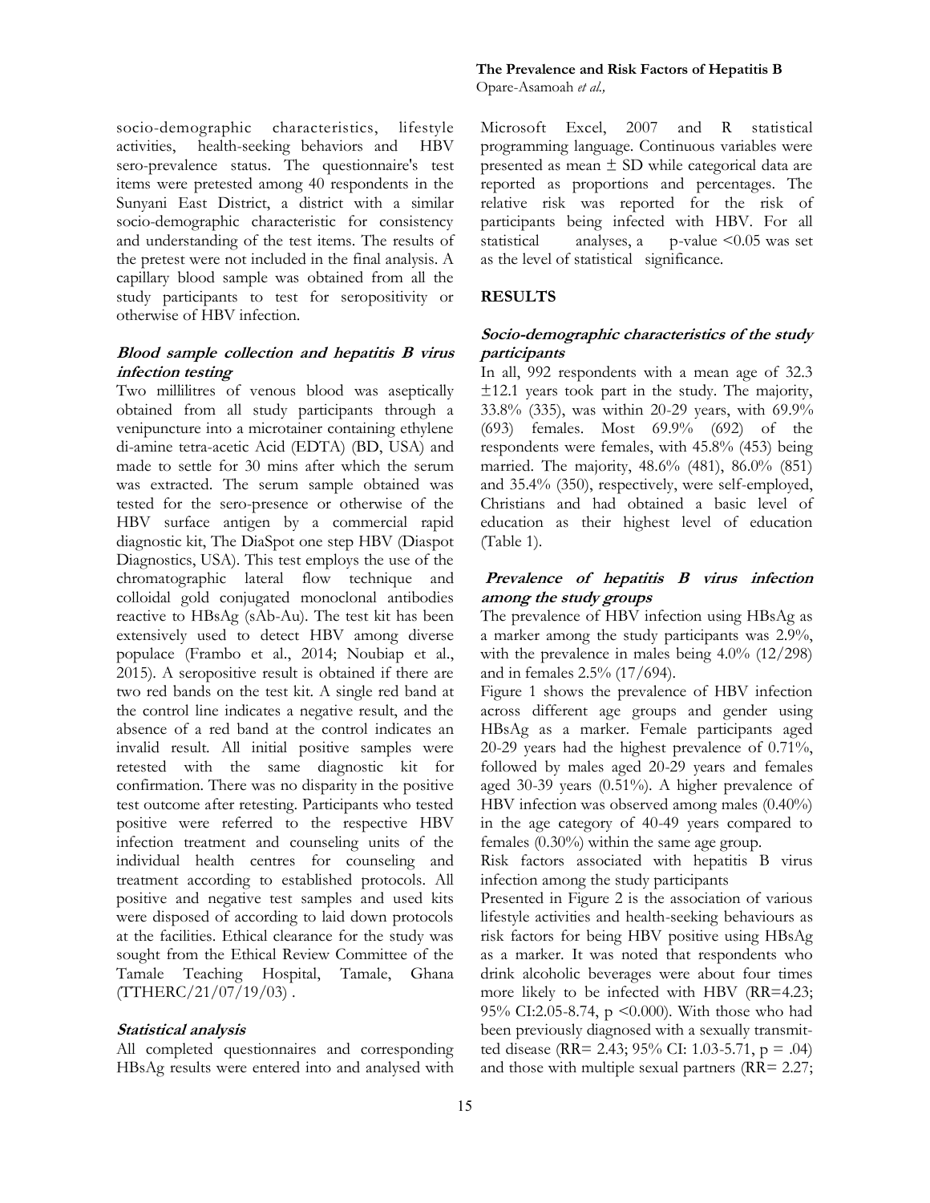socio-demographic characteristics, lifestyle activities, health-seeking behaviors and HBV sero-prevalence status. The questionnaire's test items were pretested among 40 respondents in the Sunyani East District, a district with a similar socio-demographic characteristic for consistency and understanding of the test items. The results of the pretest were not included in the final analysis. A capillary blood sample was obtained from all the study participants to test for seropositivity or otherwise of HBV infection.

### *Blood sample collection and hepatitis B virus infection testing*

Two millilitres of venous blood was aseptically obtained from all study participants through a venipuncture into a microtainer containing ethylene di-amine tetra-acetic Acid (EDTA) (BD, USA) and made to settle for 30 mins after which the serum was extracted. The serum sample obtained was tested for the sero-presence or otherwise of the HBV surface antigen by a commercial rapid diagnostic kit, The DiaSpot one step HBV (Diaspot Diagnostics, USA). This test employs the use of the chromatographic lateral flow technique and colloidal gold conjugated monoclonal antibodies reactive to HBsAg (sAb-Au). The test kit has been extensively used to detect HBV among diverse populace (Frambo et al., 2014; Noubiap et al., 2015). A seropositive result is obtained if there are two red bands on the test kit. A single red band at the control line indicates a negative result, and the absence of a red band at the control indicates an invalid result. All initial positive samples were retested with the same diagnostic kit for confirmation. There was no disparity in the positive test outcome after retesting. Participants who tested positive were referred to the respective HBV infection treatment and counseling units of the individual health centres for counseling and treatment according to established protocols. All positive and negative test samples and used kits were disposed of according to laid down protocols at the facilities. Ethical clearance for the study was sought from the Ethical Review Committee of the Tamale Teaching Hospital, Tamale, Ghana (TTHERC/21/07/19/03) .

### *Statistical analysis*

All completed questionnaires and corresponding HBsAg results were entered into and analysed with Microsoft Excel, 2007 and R statistical programming language. Continuous variables were presented as mean ± SD while categorical data are reported as proportions and percentages. The relative risk was reported for the risk of participants being infected with HBV. For all statistical analyses, a p-value <0.05 was set as the level of statistical significance.

## RESULTS

### *Socio-demographic characteristics of the study participants*

In all, 992 respondents with a mean age of 32.3 ±12.1 years took part in the study. The majority, 33.8% (335), was within 20-29 years, with 69.9% (693) females. Most 69.9% (692) of the respondents were females, with 45.8% (453) being married. The majority, 48.6% (481), 86.0% (851) and 35.4% (350), respectively, were self-employed, Christians and had obtained a basic level of education as their highest level of education (Table 1).

### *Prevalence of hepatitis B virus infection among the study groups*

The prevalence of HBV infection using HBsAg as a marker among the study participants was 2.9%, with the prevalence in males being 4.0% (12/298) and in females 2.5% (17/694).

Figure 1 shows the prevalence of HBV infection across different age groups and gender using HBsAg as a marker. Female participants aged 20-29 years had the highest prevalence of 0.71%, followed by males aged 20-29 years and females aged 30-39 years (0.51%). A higher prevalence of HBV infection was observed among males (0.40%) in the age category of 40-49 years compared to females (0.30%) within the same age group.

Risk factors associated with hepatitis B virus infection among the study participants

Presented in Figure 2 is the association of various lifestyle activities and health-seeking behaviours as risk factors for being HBV positive using HBsAg as a marker. It was noted that respondents who drink alcoholic beverages were about four times more likely to be infected with HBV (RR=4.23; 95% CI:2.05-8.74, p <0.000). With those who had been previously diagnosed with a sexually transmitted disease (RR= 2.43; 95% CI: 1.03-5.71, p = .04) and those with multiple sexual partners (RR= 2.27;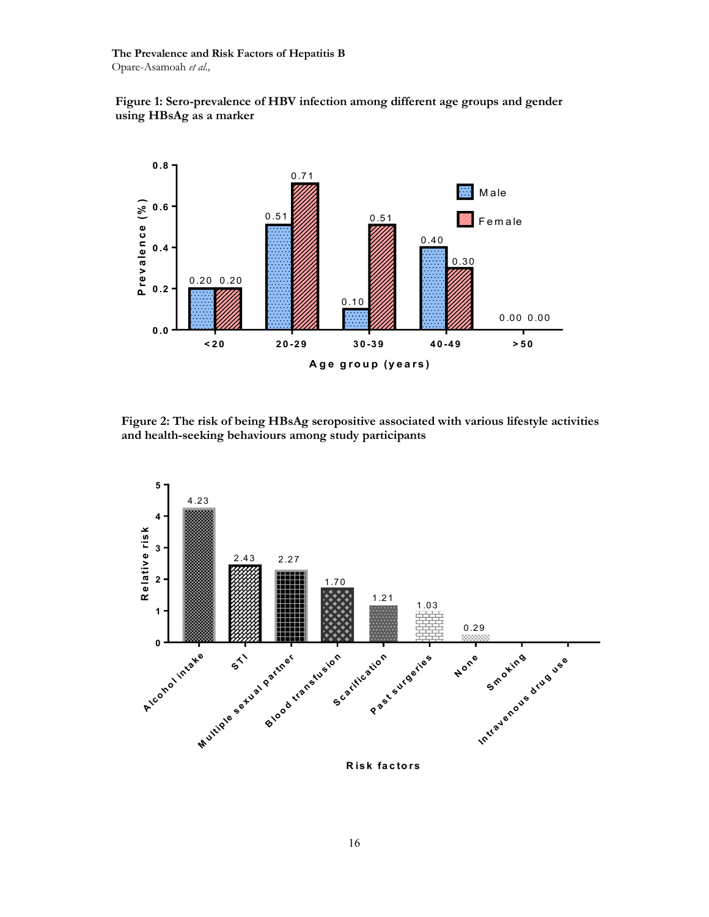**Figure 1: Sero-prevalence of HBV infection among different age groups and gender using HBsAg as a marker**

Prevalence (%)

0.0
0.2
0.4
0.6
0.8

Male
Female

0.20 0.20
0.51
0.71
0.10
0.51
0.40
0.30
0.00 0.00

<20
20-29
30-39
40-49
>50

Age group (years)

**Figure 2: The risk of being HBsAg seropositive associated with various lifestyle activities and health-seeking behaviours among study participants**

Relative risk

0
1
2
3
4
5

4.23
2.43
2.27
1.70
1.21
1.03
0.29

Alcohol intake
STI
Multiple sexual partner
Blood transfusion
Scarification
Past surgeries
None
Smoking
Intravenous drug use

Risk factors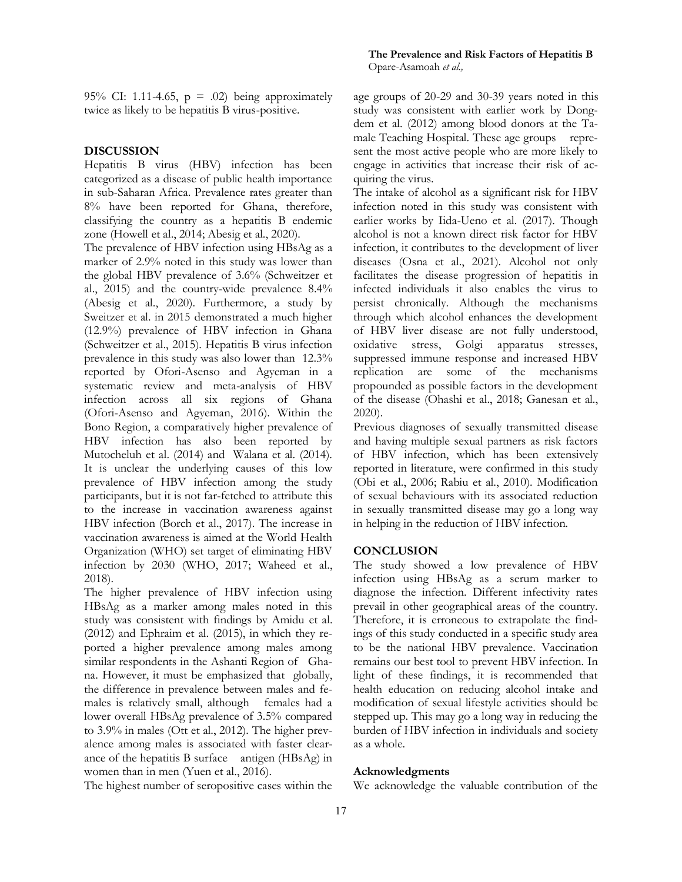95% CI: 1.11-4.65, p = .02) being approximately twice as likely to be hepatitis B virus-positive.

## DISCUSSION

Hepatitis B virus (HBV) infection has been categorized as a disease of public health importance in sub-Saharan Africa. Prevalence rates greater than 8% have been reported for Ghana, therefore, classifying the country as a hepatitis B endemic zone (Howell et al., 2014; Abesig et al., 2020).

The prevalence of HBV infection using HBsAg as a marker of 2.9% noted in this study was lower than the global HBV prevalence of 3.6% (Schweitzer et al., 2015) and the country-wide prevalence 8.4% (Abesig et al., 2020). Furthermore, a study by Sweitzer et al. in 2015 demonstrated a much higher (12.9%) prevalence of HBV infection in Ghana (Schweitzer et al., 2015). Hepatitis B virus infection prevalence in this study was also lower than 12.3% reported by Ofori-Asenso and Agyeman in a systematic review and meta-analysis of HBV infection across all six regions of Ghana (Ofori-Asenso and Agyeman, 2016). Within the Bono Region, a comparatively higher prevalence of HBV infection has also been reported by Mutocheluh et al. (2014) and Walana et al. (2014). It is unclear the underlying causes of this low prevalence of HBV infection among the study participants, but it is not far-fetched to attribute this to the increase in vaccination awareness against HBV infection (Borch et al., 2017). The increase in vaccination awareness is aimed at the World Health Organization (WHO) set target of eliminating HBV infection by 2030 (WHO, 2017; Waheed et al., 2018).

The higher prevalence of HBV infection using HBsAg as a marker among males noted in this study was consistent with findings by Amidu et al. (2012) and Ephraim et al. (2015), in which they reported a higher prevalence among males among similar respondents in the Ashanti Region of Ghana. However, it must be emphasized that globally, the difference in prevalence between males and females is relatively small, although females had a lower overall HBsAg prevalence of 3.5% compared to 3.9% in males (Ott et al., 2012). The higher prevalence among males is associated with faster clearance of the hepatitis B surface antigen (HBsAg) in women than in men (Yuen et al., 2016).

The highest number of seropositive cases within the age groups of 20-29 and 30-39 years noted in this study was consistent with earlier work by Dongdem et al. (2012) among blood donors at the Tamale Teaching Hospital. These age groups represent the most active people who are more likely to engage in activities that increase their risk of acquiring the virus.

The intake of alcohol as a significant risk for HBV infection noted in this study was consistent with earlier works by Iida-Ueno et al. (2017). Though alcohol is not a known direct risk factor for HBV infection, it contributes to the development of liver diseases (Osna et al., 2021). Alcohol not only facilitates the disease progression of hepatitis in infected individuals it also enables the virus to persist chronically. Although the mechanisms through which alcohol enhances the development of HBV liver disease are not fully understood, oxidative stress, Golgi apparatus stresses, suppressed immune response and increased HBV replication are some of the mechanisms propounded as possible factors in the development of the disease (Ohashi et al., 2018; Ganesan et al., 2020).

Previous diagnoses of sexually transmitted disease and having multiple sexual partners as risk factors of HBV infection, which has been extensively reported in literature, were confirmed in this study (Obi et al., 2006; Rabiu et al., 2010). Modification of sexual behaviours with its associated reduction in sexually transmitted disease may go a long way in helping in the reduction of HBV infection.

## CONCLUSION

The study showed a low prevalence of HBV infection using HBsAg as a serum marker to diagnose the infection. Different infectivity rates prevail in other geographical areas of the country. Therefore, it is erroneous to extrapolate the findings of this study conducted in a specific study area to be the national HBV prevalence. Vaccination remains our best tool to prevent HBV infection. In light of these findings, it is recommended that health education on reducing alcohol intake and modification of sexual lifestyle activities should be stepped up. This may go a long way in reducing the burden of HBV infection in individuals and society as a whole.

### Acknowledgments

We acknowledge the valuable contribution of the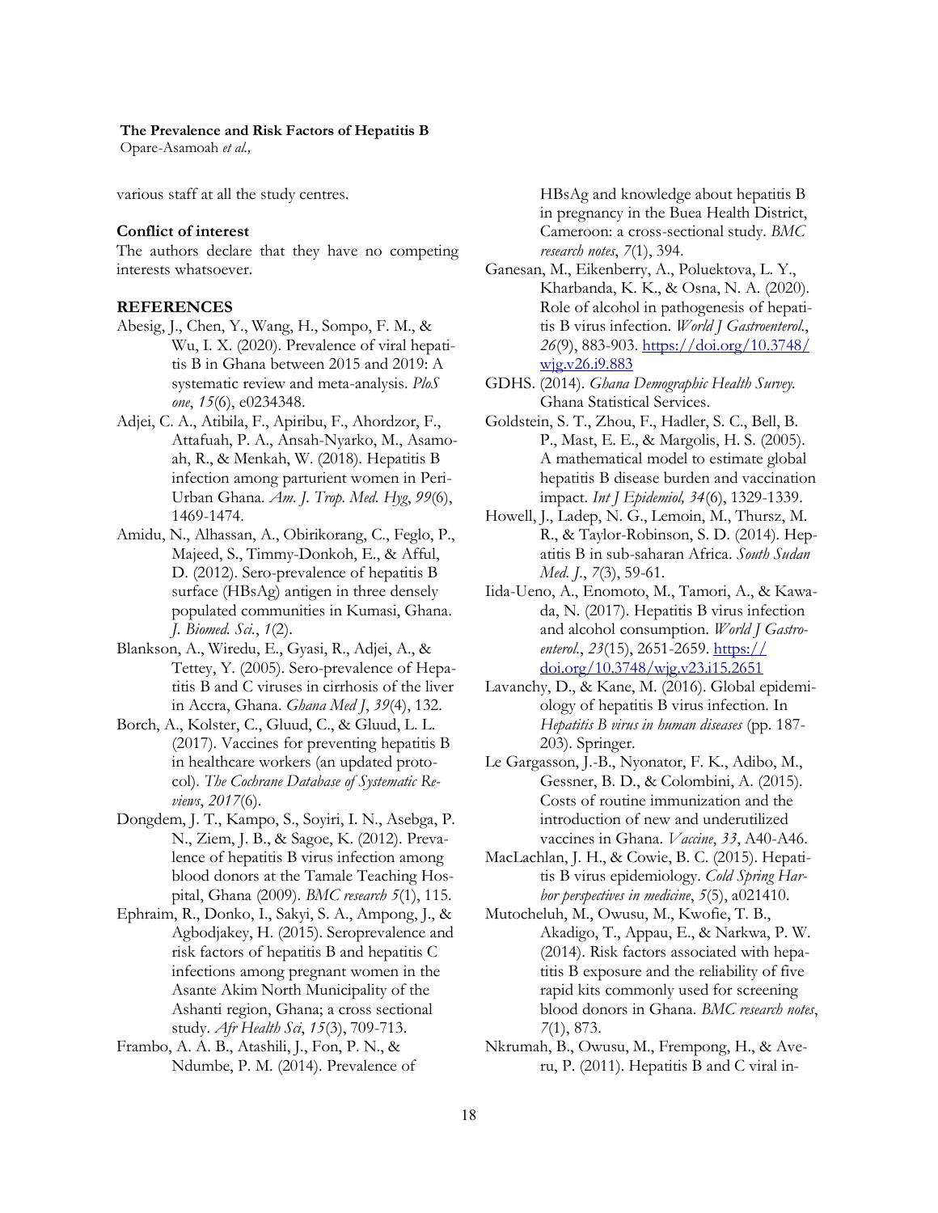various staff at all the study centres.

### Conflict of interest

The authors declare that they have no competing interests whatsoever.

### REFERENCES

Abesig, J., Chen, Y., Wang, H., Sompo, F. M., & Wu, I. X. (2020). Prevalence of viral hepatitis B in Ghana between 2015 and 2019: A systematic review and meta-analysis. *PloS one*, *15*(6), e0234348.

Adjei, C. A., Atibila, F., Apiribu, F., Ahordzor, F., Attafuah, P. A., Ansah-Nyarko, M., Asamoah, R., & Menkah, W. (2018). Hepatitis B infection among parturient women in Peri-Urban Ghana. *Am. J. Trop. Med. Hyg*, *99*(6), 1469-1474.

Amidu, N., Alhassan, A., Obirikorang, C., Feglo, P., Majeed, S., Timmy-Donkoh, E., & Afful, D. (2012). Sero-prevalence of hepatitis B surface (HBsAg) antigen in three densely populated communities in Kumasi, Ghana. *J. Biomed. Sci.*, *1*(2).

Blankson, A., Wiredu, E., Gyasi, R., Adjei, A., & Tettey, Y. (2005). Sero-prevalence of Hepatitis B and C viruses in cirrhosis of the liver in Accra, Ghana. *Ghana Med J*, *39*(4), 132.

Borch, A., Kolster, C., Gluud, C., & Gluud, L. L. (2017). Vaccines for preventing hepatitis B in healthcare workers (an updated protocol). *The Cochrane Database of Systematic Reviews*, *2017*(6).

Dongdem, J. T., Kampo, S., Soyiri, I. N., Asebga, P. N., Ziem, J. B., & Sagoe, K. (2012). Prevalence of hepatitis B virus infection among blood donors at the Tamale Teaching Hospital, Ghana (2009). *BMC research 5*(1), 115.

Ephraim, R., Donko, I., Sakyi, S. A., Ampong, J., & Agbodjakey, H. (2015). Seroprevalence and risk factors of hepatitis B and hepatitis C infections among pregnant women in the Asante Akim North Municipality of the Ashanti region, Ghana; a cross sectional study. *Afr Health Sci*, *15*(3), 709-713.

Frambo, A. A. B., Atashili, J., Fon, P. N., & Ndumbe, P. M. (2014). Prevalence of HBsAg and knowledge about hepatitis B in pregnancy in the Buea Health District, Cameroon: a cross-sectional study. *BMC research notes*, *7*(1), 394.

Ganesan, M., Eikenberry, A., Poluektova, L. Y., Kharbanda, K. K., & Osna, N. A. (2020). Role of alcohol in pathogenesis of hepatitis B virus infection. *World J Gastroenterol.*, *26*(9), 883-903. https://doi.org/10.3748/wjg.v26.i9.883

GDHS. (2014). *Ghana Demographic Health Survey.* Ghana Statistical Services.

Goldstein, S. T., Zhou, F., Hadler, S. C., Bell, B. P., Mast, E. E., & Margolis, H. S. (2005). A mathematical model to estimate global hepatitis B disease burden and vaccination impact. *Int J Epidemiol, 34*(6), 1329-1339.

Howell, J., Ladep, N. G., Lemoin, M., Thursz, M. R., & Taylor-Robinson, S. D. (2014). Hepatitis B in sub-saharan Africa. *South Sudan Med. J.*, *7*(3), 59-61.

Iida-Ueno, A., Enomoto, M., Tamori, A., & Kawada, N. (2017). Hepatitis B virus infection and alcohol consumption. *World J Gastroenterol.*, *23*(15), 2651-2659. https://doi.org/10.3748/wjg.v23.i15.2651

Lavanchy, D., & Kane, M. (2016). Global epidemiology of hepatitis B virus infection. In *Hepatitis B virus in human diseases* (pp. 187-203). Springer.

Le Gargasson, J.-B., Nyonator, F. K., Adibo, M., Gessner, B. D., & Colombini, A. (2015). Costs of routine immunization and the introduction of new and underutilized vaccines in Ghana. *Vaccine*, *33*, A40-A46.

MacLachlan, J. H., & Cowie, B. C. (2015). Hepatitis B virus epidemiology. *Cold Spring Harbor perspectives in medicine*, *5*(5), a021410.

Mutocheluh, M., Owusu, M., Kwofie, T. B., Akadigo, T., Appau, E., & Narkwa, P. W. (2014). Risk factors associated with hepatitis B exposure and the reliability of five rapid kits commonly used for screening blood donors in Ghana. *BMC research notes*, *7*(1), 873.

Nkrumah, B., Owusu, M., Frempong, H., & Averu, P. (2011). Hepatitis B and C viral in-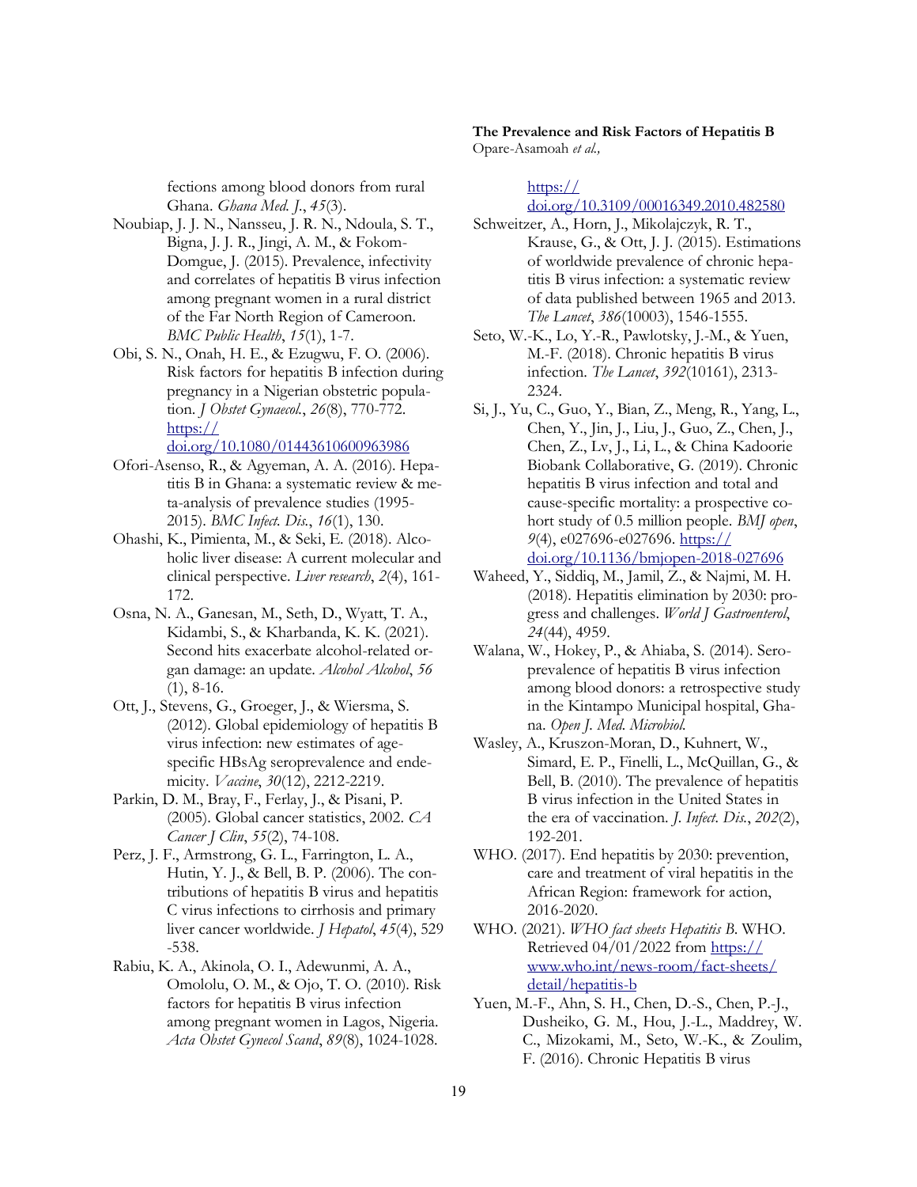fections among blood donors from rural Ghana. *Ghana Med. J.*, *45*(3).

Noubiap, J. J. N., Nansseu, J. R. N., Ndoula, S. T., Bigna, J. J. R., Jingi, A. M., & Fokom-Domgue, J. (2015). Prevalence, infectivity and correlates of hepatitis B virus infection among pregnant women in a rural district of the Far North Region of Cameroon. *BMC Public Health*, *15*(1), 1-7.

Obi, S. N., Onah, H. E., & Ezugwu, F. O. (2006). Risk factors for hepatitis B infection during pregnancy in a Nigerian obstetric population. *J Obstet Gynaecol.*, *26*(8), 770-772. https://doi.org/10.1080/01443610600963986

Ofori-Asenso, R., & Agyeman, A. A. (2016). Hepatitis B in Ghana: a systematic review & meta-analysis of prevalence studies (1995-2015). *BMC Infect. Dis.*, *16*(1), 130.

Ohashi, K., Pimienta, M., & Seki, E. (2018). Alcoholic liver disease: A current molecular and clinical perspective. *Liver research*, *2*(4), 161-172.

Osna, N. A., Ganesan, M., Seth, D., Wyatt, T. A., Kidambi, S., & Kharbanda, K. K. (2021). Second hits exacerbate alcohol-related organ damage: an update. *Alcohol Alcohol*, *56* (1), 8-16.

Ott, J., Stevens, G., Groeger, J., & Wiersma, S. (2012). Global epidemiology of hepatitis B virus infection: new estimates of age-specific HBsAg seroprevalence and endemicity. *Vaccine*, *30*(12), 2212-2219.

Parkin, D. M., Bray, F., Ferlay, J., & Pisani, P. (2005). Global cancer statistics, 2002. *CA Cancer J Clin*, *55*(2), 74-108.

Perz, J. F., Armstrong, G. L., Farrington, L. A., Hutin, Y. J., & Bell, B. P. (2006). The contributions of hepatitis B virus and hepatitis C virus infections to cirrhosis and primary liver cancer worldwide. *J Hepatol*, *45*(4), 529 -538.

Rabiu, K. A., Akinola, O. I., Adewunmi, A. A., Omololu, O. M., & Ojo, T. O. (2010). Risk factors for hepatitis B virus infection among pregnant women in Lagos, Nigeria. *Acta Obstet Gynecol Scand*, *89*(8), 1024-1028. https://doi.org/10.3109/00016349.2010.482580

Schweitzer, A., Horn, J., Mikolajczyk, R. T., Krause, G., & Ott, J. J. (2015). Estimations of worldwide prevalence of chronic hepatitis B virus infection: a systematic review of data published between 1965 and 2013. *The Lancet*, *386*(10003), 1546-1555.

Seto, W.-K., Lo, Y.-R., Pawlotsky, J.-M., & Yuen, M.-F. (2018). Chronic hepatitis B virus infection. *The Lancet*, *392*(10161), 2313-2324.

Si, J., Yu, C., Guo, Y., Bian, Z., Meng, R., Yang, L., Chen, Y., Jin, J., Liu, J., Guo, Z., Chen, J., Chen, Z., Lv, J., Li, L., & China Kadoorie Biobank Collaborative, G. (2019). Chronic hepatitis B virus infection and total and cause-specific mortality: a prospective cohort study of 0.5 million people. *BMJ open*, *9*(4), e027696-e027696. https://doi.org/10.1136/bmjopen-2018-027696

Waheed, Y., Siddiq, M., Jamil, Z., & Najmi, M. H. (2018). Hepatitis elimination by 2030: progress and challenges. *World J Gastroenterol*, *24*(44), 4959.

Walana, W., Hokey, P., & Ahiaba, S. (2014). Seroprevalence of hepatitis B virus infection among blood donors: a retrospective study in the Kintampo Municipal hospital, Ghana. *Open J. Med. Microbiol.*

Wasley, A., Kruszon-Moran, D., Kuhnert, W., Simard, E. P., Finelli, L., McQuillan, G., & Bell, B. (2010). The prevalence of hepatitis B virus infection in the United States in the era of vaccination. *J. Infect. Dis.*, *202*(2), 192-201.

WHO. (2017). End hepatitis by 2030: prevention, care and treatment of viral hepatitis in the African Region: framework for action, 2016-2020.

WHO. (2021). *WHO fact sheets Hepatitis B*. WHO. Retrieved 04/01/2022 from https://www.who.int/news-room/fact-sheets/detail/hepatitis-b

Yuen, M.-F., Ahn, S. H., Chen, D.-S., Chen, P.-J., Dusheiko, G. M., Hou, J.-L., Maddrey, W. C., Mizokami, M., Seto, W.-K., & Zoulim, F. (2016). Chronic Hepatitis B virus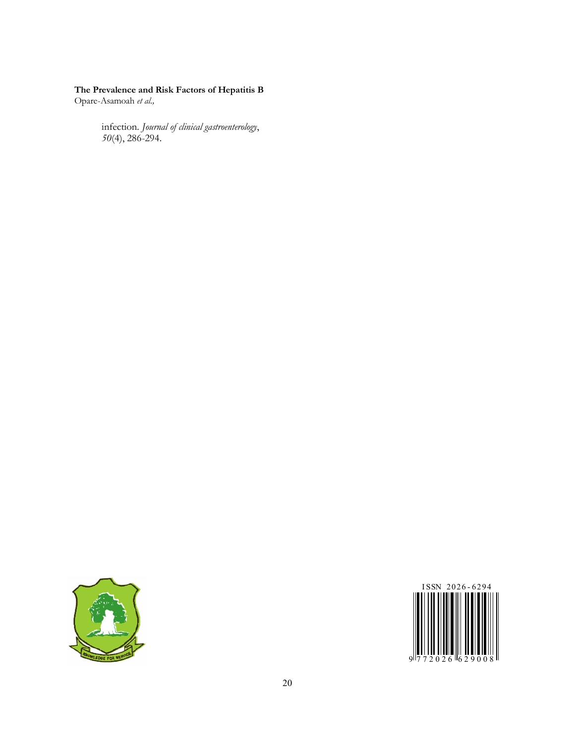infection. *Journal of clinical gastroenterology*, *50*(4), 286-294.

ISSN 2026-6294